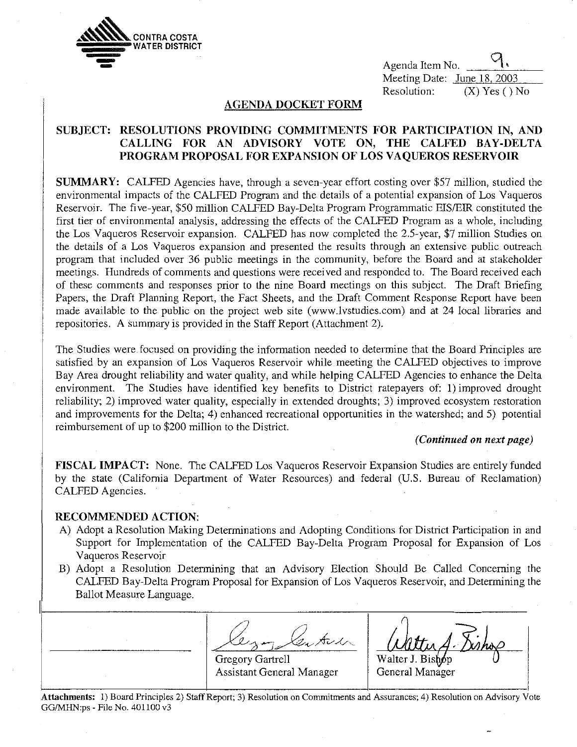CONTRA COSTA WATER DISTRICT

Agenda Item No. 9.
Meeting Date: June 18, 2003
Resolution: (X) Yes ( ) No

## AGENDA DOCKET FORM

**SUBJECT: RESOLUTIONS PROVIDING COMMITMENTS FOR PARTICIPATION IN, AND CALLING FOR AN ADVISORY VOTE ON, THE CALFED BAY-DELTA PROGRAM PROPOSAL FOR EXPANSION OF LOS VAQUEROS RESERVOIR**

**SUMMARY:** CALFED Agencies have, through a seven-year effort costing over $57 million, studied the environmental impacts of the CALFED Program and the details of a potential expansion of Los Vaqueros Reservoir. The five-year, $50 million CALFED Bay-Delta Program Programmatic EIS/EIR constituted the first tier of environmental analysis, addressing the effects of the CALFED Program as a whole, including the Los Vaqueros Reservoir expansion. CALFED has now completed the 2.5-year, $7 million Studies on the details of a Los Vaqueros expansion and presented the results through an extensive public outreach program that included over 36 public meetings in the community, before the Board and at stakeholder meetings. Hundreds of comments and questions were received and responded to. The Board received each of these comments and responses prior to the nine Board meetings on this subject. The Draft Briefing Papers, the Draft Planning Report, the Fact Sheets, and the Draft Comment Response Report have been made available to the public on the project web site (www.lvstudies.com) and at 24 local libraries and repositories. A summary is provided in the Staff Report (Attachment 2).

The Studies were focused on providing the information needed to determine that the Board Principles are satisfied by an expansion of Los Vaqueros Reservoir while meeting the CALFED objectives to improve Bay Area drought reliability and water quality, and while helping CALFED Agencies to enhance the Delta environment. The Studies have identified key benefits to District ratepayers of: 1) improved drought reliability; 2) improved water quality, especially in extended droughts; 3) improved ecosystem restoration and improvements for the Delta; 4) enhanced recreational opportunities in the watershed; and 5) potential reimbursement of up to $200 million to the District.

*(Continued on next page)*

**FISCAL IMPACT:** None. The CALFED Los Vaqueros Reservoir Expansion Studies are entirely funded by the state (California Department of Water Resources) and federal (U.S. Bureau of Reclamation) CALFED Agencies.

**RECOMMENDED ACTION:**

A) Adopt a Resolution Making Determinations and Adopting Conditions for District Participation in and Support for Implementation of the CALFED Bay-Delta Program Proposal for Expansion of Los Vaqueros Reservoir

B) Adopt a Resolution Determining that an Advisory Election Should Be Called Concerning the CALFED Bay-Delta Program Proposal for Expansion of Los Vaqueros Reservoir, and Determining the Ballot Measure Language.

| | Gregory Gartrell<br>Assistant General Manager | Walter J. Bishop<br>General Manager |
|---|---|---|

**Attachments:** 1) Board Principles 2) Staff Report; 3) Resolution on Commitments and Assurances; 4) Resolution on Advisory Vote
GG/MHN:ps - File No. 401100 v3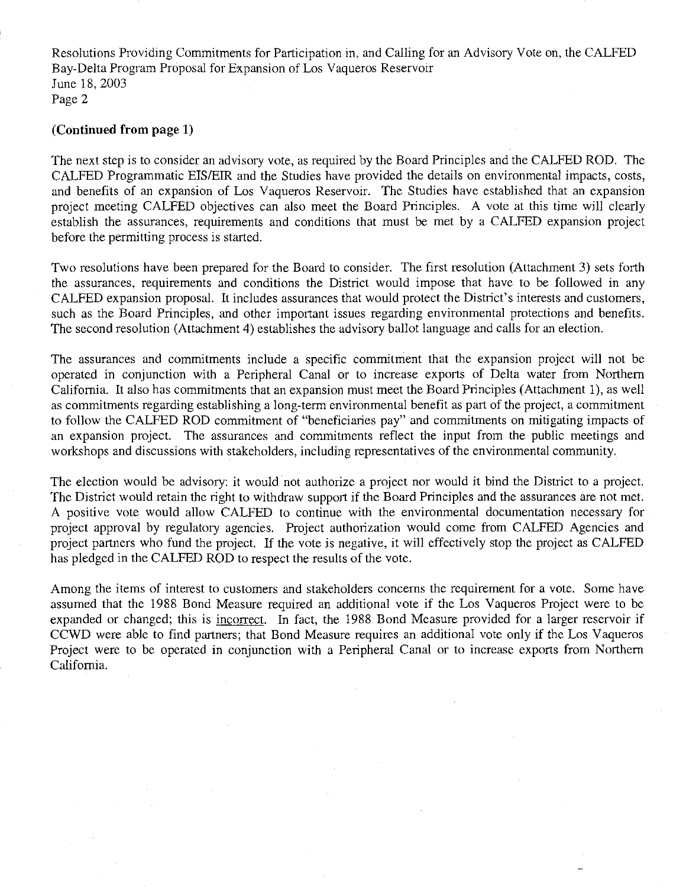**(Continued from page 1)**

The next step is to consider an advisory vote, as required by the Board Principles and the CALFED ROD. The CALFED Programmatic EIS/EIR and the Studies have provided the details on environmental impacts, costs, and benefits of an expansion of Los Vaqueros Reservoir. The Studies have established that an expansion project meeting CALFED objectives can also meet the Board Principles. A vote at this time will clearly establish the assurances, requirements and conditions that must be met by a CALFED expansion project before the permitting process is started.

Two resolutions have been prepared for the Board to consider. The first resolution (Attachment 3) sets forth the assurances, requirements and conditions the District would impose that have to be followed in any CALFED expansion proposal. It includes assurances that would protect the District's interests and customers, such as the Board Principles, and other important issues regarding environmental protections and benefits. The second resolution (Attachment 4) establishes the advisory ballot language and calls for an election.

The assurances and commitments include a specific commitment that the expansion project will not be operated in conjunction with a Peripheral Canal or to increase exports of Delta water from Northern California. It also has commitments that an expansion must meet the Board Principles (Attachment 1), as well as commitments regarding establishing a long-term environmental benefit as part of the project, a commitment to follow the CALFED ROD commitment of "beneficiaries pay" and commitments on mitigating impacts of an expansion project. The assurances and commitments reflect the input from the public meetings and workshops and discussions with stakeholders, including representatives of the environmental community.

The election would be advisory: it would not authorize a project nor would it bind the District to a project. The District would retain the right to withdraw support if the Board Principles and the assurances are not met. A positive vote would allow CALFED to continue with the environmental documentation necessary for project approval by regulatory agencies. Project authorization would come from CALFED Agencies and project partners who fund the project. If the vote is negative, it will effectively stop the project as CALFED has pledged in the CALFED ROD to respect the results of the vote.

Among the items of interest to customers and stakeholders concerns the requirement for a vote. Some have assumed that the 1988 Bond Measure required an additional vote if the Los Vaqueros Project were to be expanded or changed; this is <u>incorrect</u>. In fact, the 1988 Bond Measure provided for a larger reservoir if CCWD were able to find partners; that Bond Measure requires an additional vote only if the Los Vaqueros Project were to be operated in conjunction with a Peripheral Canal or to increase exports from Northern California.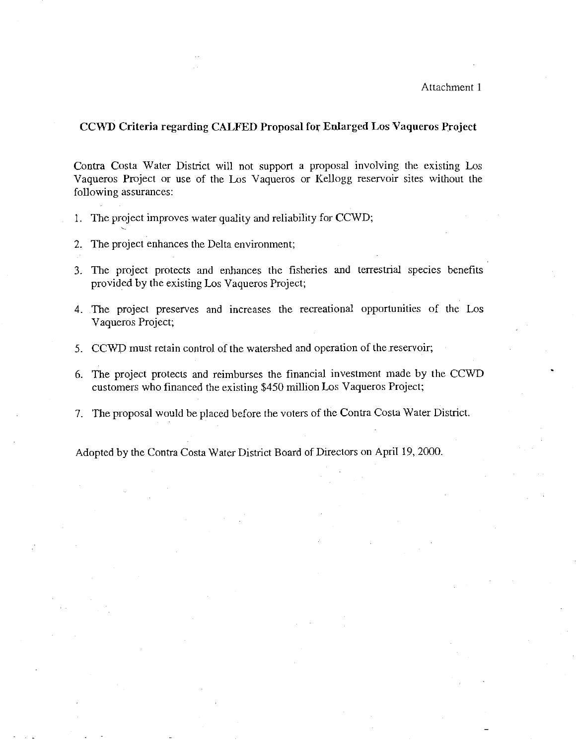Attachment 1

## CCWD Criteria regarding CALFED Proposal for Enlarged Los Vaqueros Project

Contra Costa Water District will not support a proposal involving the existing Los Vaqueros Project or use of the Los Vaqueros or Kellogg reservoir sites without the following assurances:

1. The project improves water quality and reliability for CCWD;
2. The project enhances the Delta environment;
3. The project protects and enhances the fisheries and terrestrial species benefits provided by the existing Los Vaqueros Project;
4. The project preserves and increases the recreational opportunities of the Los Vaqueros Project;
5. CCWD must retain control of the watershed and operation of the reservoir;
6. The project protects and reimburses the financial investment made by the CCWD customers who financed the existing $450 million Los Vaqueros Project;
7. The proposal would be placed before the voters of the Contra Costa Water District.

Adopted by the Contra Costa Water District Board of Directors on April 19, 2000.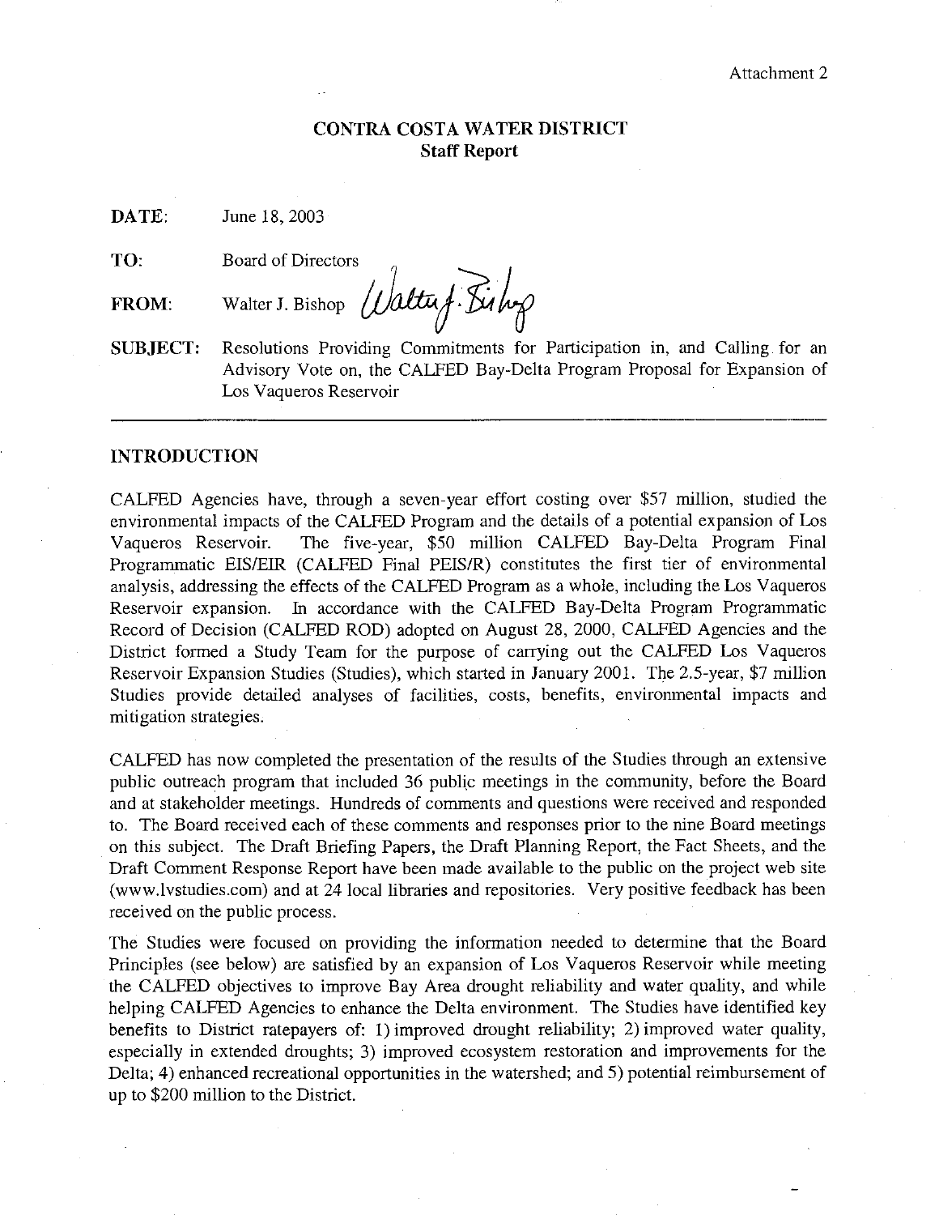Attachment 2

# CONTRA COSTA WATER DISTRICT
## Staff Report

**DATE:** June 18, 2003

**TO:** Board of Directors

**FROM:** Walter J. Bishop

**SUBJECT:** Resolutions Providing Commitments for Participation in, and Calling for an Advisory Vote on, the CALFED Bay-Delta Program Proposal for Expansion of Los Vaqueros Reservoir

---

## INTRODUCTION

CALFED Agencies have, through a seven-year effort costing over $57 million, studied the environmental impacts of the CALFED Program and the details of a potential expansion of Los Vaqueros Reservoir. The five-year, $50 million CALFED Bay-Delta Program Final Programmatic EIS/EIR (CALFED Final PEIS/R) constitutes the first tier of environmental analysis, addressing the effects of the CALFED Program as a whole, including the Los Vaqueros Reservoir expansion. In accordance with the CALFED Bay-Delta Program Programmatic Record of Decision (CALFED ROD) adopted on August 28, 2000, CALFED Agencies and the District formed a Study Team for the purpose of carrying out the CALFED Los Vaqueros Reservoir Expansion Studies (Studies), which started in January 2001. The 2.5-year, $7 million Studies provide detailed analyses of facilities, costs, benefits, environmental impacts and mitigation strategies.

CALFED has now completed the presentation of the results of the Studies through an extensive public outreach program that included 36 public meetings in the community, before the Board and at stakeholder meetings. Hundreds of comments and questions were received and responded to. The Board received each of these comments and responses prior to the nine Board meetings on this subject. The Draft Briefing Papers, the Draft Planning Report, the Fact Sheets, and the Draft Comment Response Report have been made available to the public on the project web site (www.lvstudies.com) and at 24 local libraries and repositories. Very positive feedback has been received on the public process.

The Studies were focused on providing the information needed to determine that the Board Principles (see below) are satisfied by an expansion of Los Vaqueros Reservoir while meeting the CALFED objectives to improve Bay Area drought reliability and water quality, and while helping CALFED Agencies to enhance the Delta environment. The Studies have identified key benefits to District ratepayers of: 1) improved drought reliability; 2) improved water quality, especially in extended droughts; 3) improved ecosystem restoration and improvements for the Delta; 4) enhanced recreational opportunities in the watershed; and 5) potential reimbursement of up to $200 million to the District.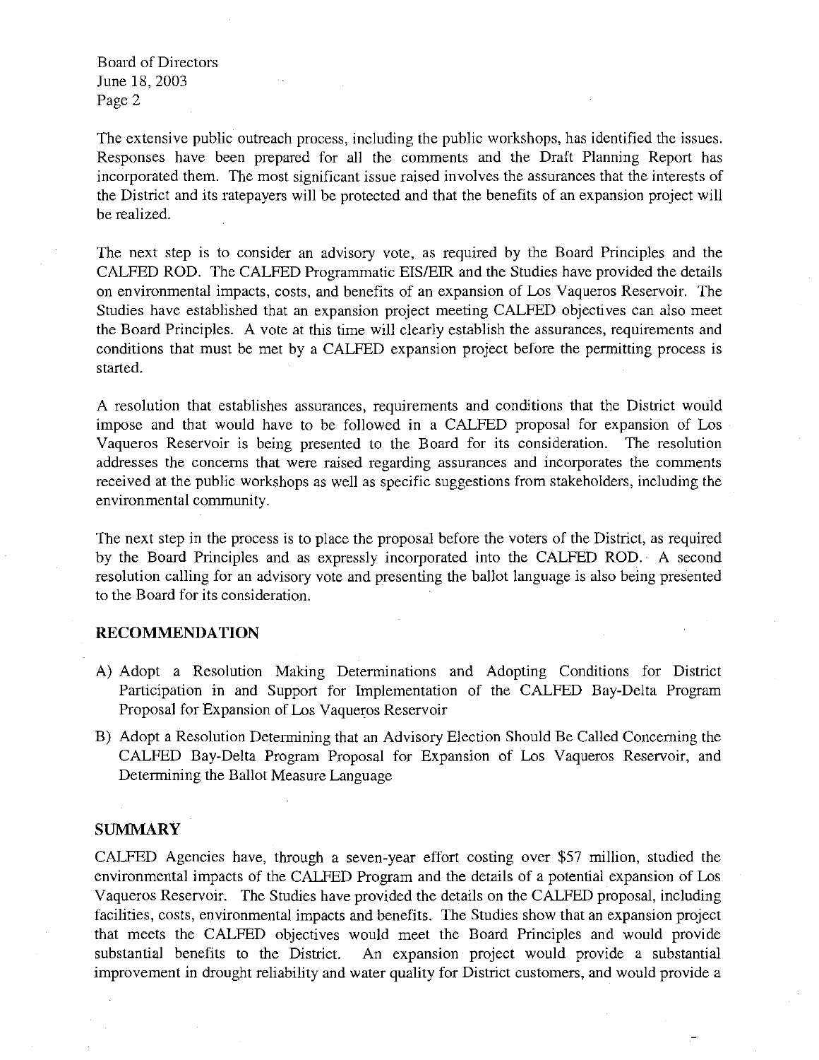The extensive public outreach process, including the public workshops, has identified the issues. Responses have been prepared for all the comments and the Draft Planning Report has incorporated them. The most significant issue raised involves the assurances that the interests of the District and its ratepayers will be protected and that the benefits of an expansion project will be realized.

The next step is to consider an advisory vote, as required by the Board Principles and the CALFED ROD. The CALFED Programmatic EIS/EIR and the Studies have provided the details on environmental impacts, costs, and benefits of an expansion of Los Vaqueros Reservoir. The Studies have established that an expansion project meeting CALFED objectives can also meet the Board Principles. A vote at this time will clearly establish the assurances, requirements and conditions that must be met by a CALFED expansion project before the permitting process is started.

A resolution that establishes assurances, requirements and conditions that the District would impose and that would have to be followed in a CALFED proposal for expansion of Los Vaqueros Reservoir is being presented to the Board for its consideration. The resolution addresses the concerns that were raised regarding assurances and incorporates the comments received at the public workshops as well as specific suggestions from stakeholders, including the environmental community.

The next step in the process is to place the proposal before the voters of the District, as required by the Board Principles and as expressly incorporated into the CALFED ROD. A second resolution calling for an advisory vote and presenting the ballot language is also being presented to the Board for its consideration.

## RECOMMENDATION

A) Adopt a Resolution Making Determinations and Adopting Conditions for District Participation in and Support for Implementation of the CALFED Bay-Delta Program Proposal for Expansion of Los Vaqueros Reservoir

B) Adopt a Resolution Determining that an Advisory Election Should Be Called Concerning the CALFED Bay-Delta Program Proposal for Expansion of Los Vaqueros Reservoir, and Determining the Ballot Measure Language

## SUMMARY

CALFED Agencies have, through a seven-year effort costing over $57 million, studied the environmental impacts of the CALFED Program and the details of a potential expansion of Los Vaqueros Reservoir. The Studies have provided the details on the CALFED proposal, including facilities, costs, environmental impacts and benefits. The Studies show that an expansion project that meets the CALFED objectives would meet the Board Principles and would provide substantial benefits to the District. An expansion project would provide a substantial improvement in drought reliability and water quality for District customers, and would provide a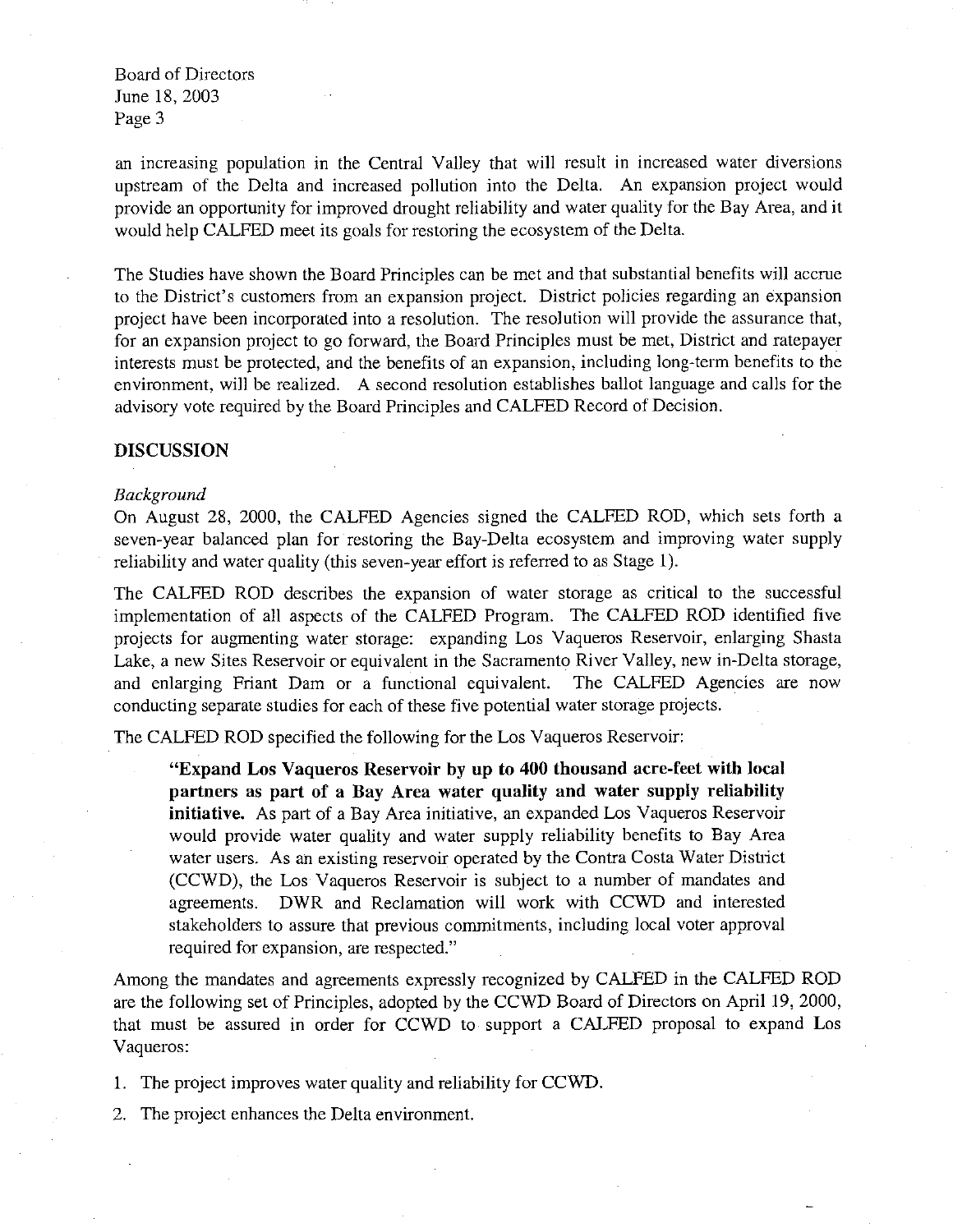an increasing population in the Central Valley that will result in increased water diversions upstream of the Delta and increased pollution into the Delta. An expansion project would provide an opportunity for improved drought reliability and water quality for the Bay Area, and it would help CALFED meet its goals for restoring the ecosystem of the Delta.

The Studies have shown the Board Principles can be met and that substantial benefits will accrue to the District's customers from an expansion project. District policies regarding an expansion project have been incorporated into a resolution. The resolution will provide the assurance that, for an expansion project to go forward, the Board Principles must be met, District and ratepayer interests must be protected, and the benefits of an expansion, including long-term benefits to the environment, will be realized. A second resolution establishes ballot language and calls for the advisory vote required by the Board Principles and CALFED Record of Decision.

## DISCUSSION

*Background*

On August 28, 2000, the CALFED Agencies signed the CALFED ROD, which sets forth a seven-year balanced plan for restoring the Bay-Delta ecosystem and improving water supply reliability and water quality (this seven-year effort is referred to as Stage 1).

The CALFED ROD describes the expansion of water storage as critical to the successful implementation of all aspects of the CALFED Program. The CALFED ROD identified five projects for augmenting water storage: expanding Los Vaqueros Reservoir, enlarging Shasta Lake, a new Sites Reservoir or equivalent in the Sacramento River Valley, new in-Delta storage, and enlarging Friant Dam or a functional equivalent. The CALFED Agencies are now conducting separate studies for each of these five potential water storage projects.

The CALFED ROD specified the following for the Los Vaqueros Reservoir:

> **"Expand Los Vaqueros Reservoir by up to 400 thousand acre-feet with local partners as part of a Bay Area water quality and water supply reliability initiative.** As part of a Bay Area initiative, an expanded Los Vaqueros Reservoir would provide water quality and water supply reliability benefits to Bay Area water users. As an existing reservoir operated by the Contra Costa Water District (CCWD), the Los Vaqueros Reservoir is subject to a number of mandates and agreements. DWR and Reclamation will work with CCWD and interested stakeholders to assure that previous commitments, including local voter approval required for expansion, are respected."

Among the mandates and agreements expressly recognized by CALFED in the CALFED ROD are the following set of Principles, adopted by the CCWD Board of Directors on April 19, 2000, that must be assured in order for CCWD to support a CALFED proposal to expand Los Vaqueros:

1. The project improves water quality and reliability for CCWD.
2. The project enhances the Delta environment.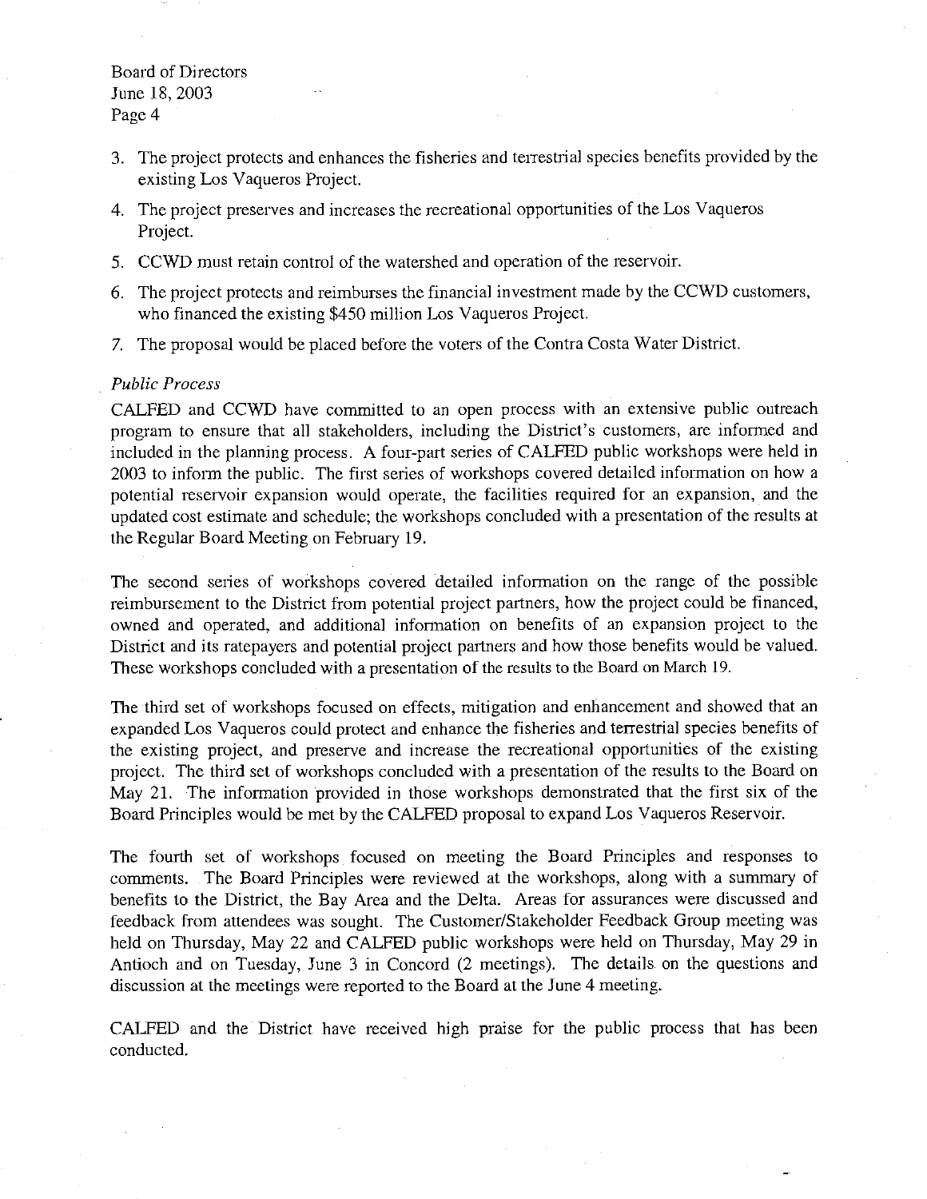3. The project protects and enhances the fisheries and terrestrial species benefits provided by the existing Los Vaqueros Project.
4. The project preserves and increases the recreational opportunities of the Los Vaqueros Project.
5. CCWD must retain control of the watershed and operation of the reservoir.
6. The project protects and reimburses the financial investment made by the CCWD customers, who financed the existing $450 million Los Vaqueros Project.
7. The proposal would be placed before the voters of the Contra Costa Water District.

*Public Process*

CALFED and CCWD have committed to an open process with an extensive public outreach program to ensure that all stakeholders, including the District's customers, are informed and included in the planning process. A four-part series of CALFED public workshops were held in 2003 to inform the public. The first series of workshops covered detailed information on how a potential reservoir expansion would operate, the facilities required for an expansion, and the updated cost estimate and schedule; the workshops concluded with a presentation of the results at the Regular Board Meeting on February 19.

The second series of workshops covered detailed information on the range of the possible reimbursement to the District from potential project partners, how the project could be financed, owned and operated, and additional information on benefits of an expansion project to the District and its ratepayers and potential project partners and how those benefits would be valued. These workshops concluded with a presentation of the results to the Board on March 19.

The third set of workshops focused on effects, mitigation and enhancement and showed that an expanded Los Vaqueros could protect and enhance the fisheries and terrestrial species benefits of the existing project, and preserve and increase the recreational opportunities of the existing project. The third set of workshops concluded with a presentation of the results to the Board on May 21. The information provided in those workshops demonstrated that the first six of the Board Principles would be met by the CALFED proposal to expand Los Vaqueros Reservoir.

The fourth set of workshops focused on meeting the Board Principles and responses to comments. The Board Principles were reviewed at the workshops, along with a summary of benefits to the District, the Bay Area and the Delta. Areas for assurances were discussed and feedback from attendees was sought. The Customer/Stakeholder Feedback Group meeting was held on Thursday, May 22 and CALFED public workshops were held on Thursday, May 29 in Antioch and on Tuesday, June 3 in Concord (2 meetings). The details on the questions and discussion at the meetings were reported to the Board at the June 4 meeting.

CALFED and the District have received high praise for the public process that has been conducted.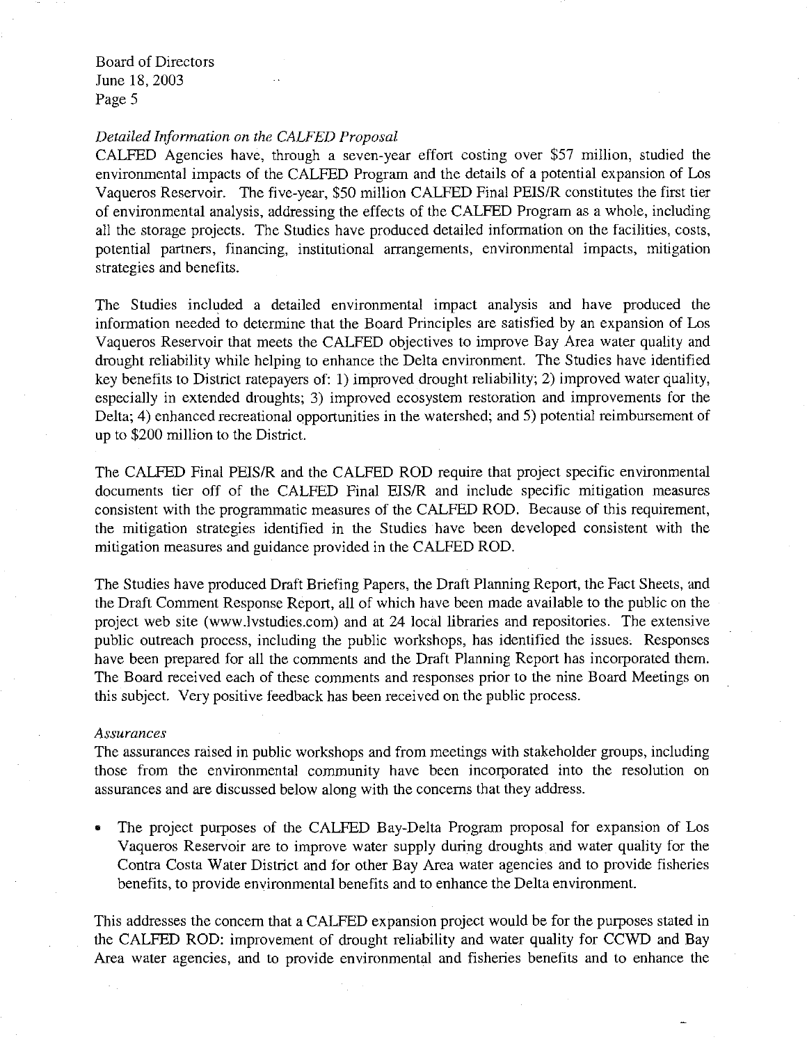*Detailed Information on the CALFED Proposal*

CALFED Agencies have, through a seven-year effort costing over $57 million, studied the environmental impacts of the CALFED Program and the details of a potential expansion of Los Vaqueros Reservoir. The five-year, $50 million CALFED Final PEIS/R constitutes the first tier of environmental analysis, addressing the effects of the CALFED Program as a whole, including all the storage projects. The Studies have produced detailed information on the facilities, costs, potential partners, financing, institutional arrangements, environmental impacts, mitigation strategies and benefits.

The Studies included a detailed environmental impact analysis and have produced the information needed to determine that the Board Principles are satisfied by an expansion of Los Vaqueros Reservoir that meets the CALFED objectives to improve Bay Area water quality and drought reliability while helping to enhance the Delta environment. The Studies have identified key benefits to District ratepayers of: 1) improved drought reliability; 2) improved water quality, especially in extended droughts; 3) improved ecosystem restoration and improvements for the Delta; 4) enhanced recreational opportunities in the watershed; and 5) potential reimbursement of up to $200 million to the District.

The CALFED Final PEIS/R and the CALFED ROD require that project specific environmental documents tier off of the CALFED Final EIS/R and include specific mitigation measures consistent with the programmatic measures of the CALFED ROD. Because of this requirement, the mitigation strategies identified in the Studies have been developed consistent with the mitigation measures and guidance provided in the CALFED ROD.

The Studies have produced Draft Briefing Papers, the Draft Planning Report, the Fact Sheets, and the Draft Comment Response Report, all of which have been made available to the public on the project web site (www.lvstudies.com) and at 24 local libraries and repositories. The extensive public outreach process, including the public workshops, has identified the issues. Responses have been prepared for all the comments and the Draft Planning Report has incorporated them. The Board received each of these comments and responses prior to the nine Board Meetings on this subject. Very positive feedback has been received on the public process.

*Assurances*

The assurances raised in public workshops and from meetings with stakeholder groups, including those from the environmental community have been incorporated into the resolution on assurances and are discussed below along with the concerns that they address.

- The project purposes of the CALFED Bay-Delta Program proposal for expansion of Los Vaqueros Reservoir are to improve water supply during droughts and water quality for the Contra Costa Water District and for other Bay Area water agencies and to provide fisheries benefits, to provide environmental benefits and to enhance the Delta environment.

This addresses the concern that a CALFED expansion project would be for the purposes stated in the CALFED ROD: improvement of drought reliability and water quality for CCWD and Bay Area water agencies, and to provide environmental and fisheries benefits and to enhance the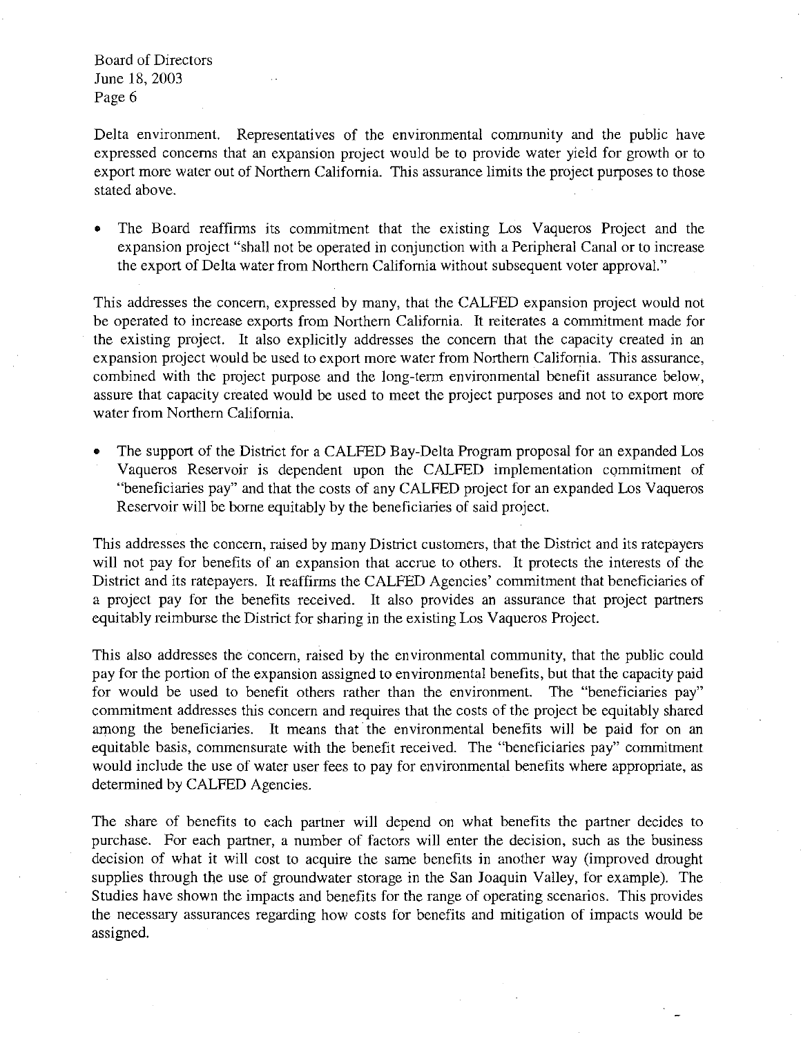Delta environment. Representatives of the environmental community and the public have expressed concerns that an expansion project would be to provide water yield for growth or to export more water out of Northern California. This assurance limits the project purposes to those stated above.

- The Board reaffirms its commitment that the existing Los Vaqueros Project and the expansion project "shall not be operated in conjunction with a Peripheral Canal or to increase the export of Delta water from Northern California without subsequent voter approval."

This addresses the concern, expressed by many, that the CALFED expansion project would not be operated to increase exports from Northern California. It reiterates a commitment made for the existing project. It also explicitly addresses the concern that the capacity created in an expansion project would be used to export more water from Northern California. This assurance, combined with the project purpose and the long-term environmental benefit assurance below, assure that capacity created would be used to meet the project purposes and not to export more water from Northern California.

- The support of the District for a CALFED Bay-Delta Program proposal for an expanded Los Vaqueros Reservoir is dependent upon the CALFED implementation commitment of "beneficiaries pay" and that the costs of any CALFED project for an expanded Los Vaqueros Reservoir will be borne equitably by the beneficiaries of said project.

This addresses the concern, raised by many District customers, that the District and its ratepayers will not pay for benefits of an expansion that accrue to others. It protects the interests of the District and its ratepayers. It reaffirms the CALFED Agencies' commitment that beneficiaries of a project pay for the benefits received. It also provides an assurance that project partners equitably reimburse the District for sharing in the existing Los Vaqueros Project.

This also addresses the concern, raised by the environmental community, that the public could pay for the portion of the expansion assigned to environmental benefits, but that the capacity paid for would be used to benefit others rather than the environment. The "beneficiaries pay" commitment addresses this concern and requires that the costs of the project be equitably shared among the beneficiaries. It means that the environmental benefits will be paid for on an equitable basis, commensurate with the benefit received. The "beneficiaries pay" commitment would include the use of water user fees to pay for environmental benefits where appropriate, as determined by CALFED Agencies.

The share of benefits to each partner will depend on what benefits the partner decides to purchase. For each partner, a number of factors will enter the decision, such as the business decision of what it will cost to acquire the same benefits in another way (improved drought supplies through the use of groundwater storage in the San Joaquin Valley, for example). The Studies have shown the impacts and benefits for the range of operating scenarios. This provides the necessary assurances regarding how costs for benefits and mitigation of impacts would be assigned.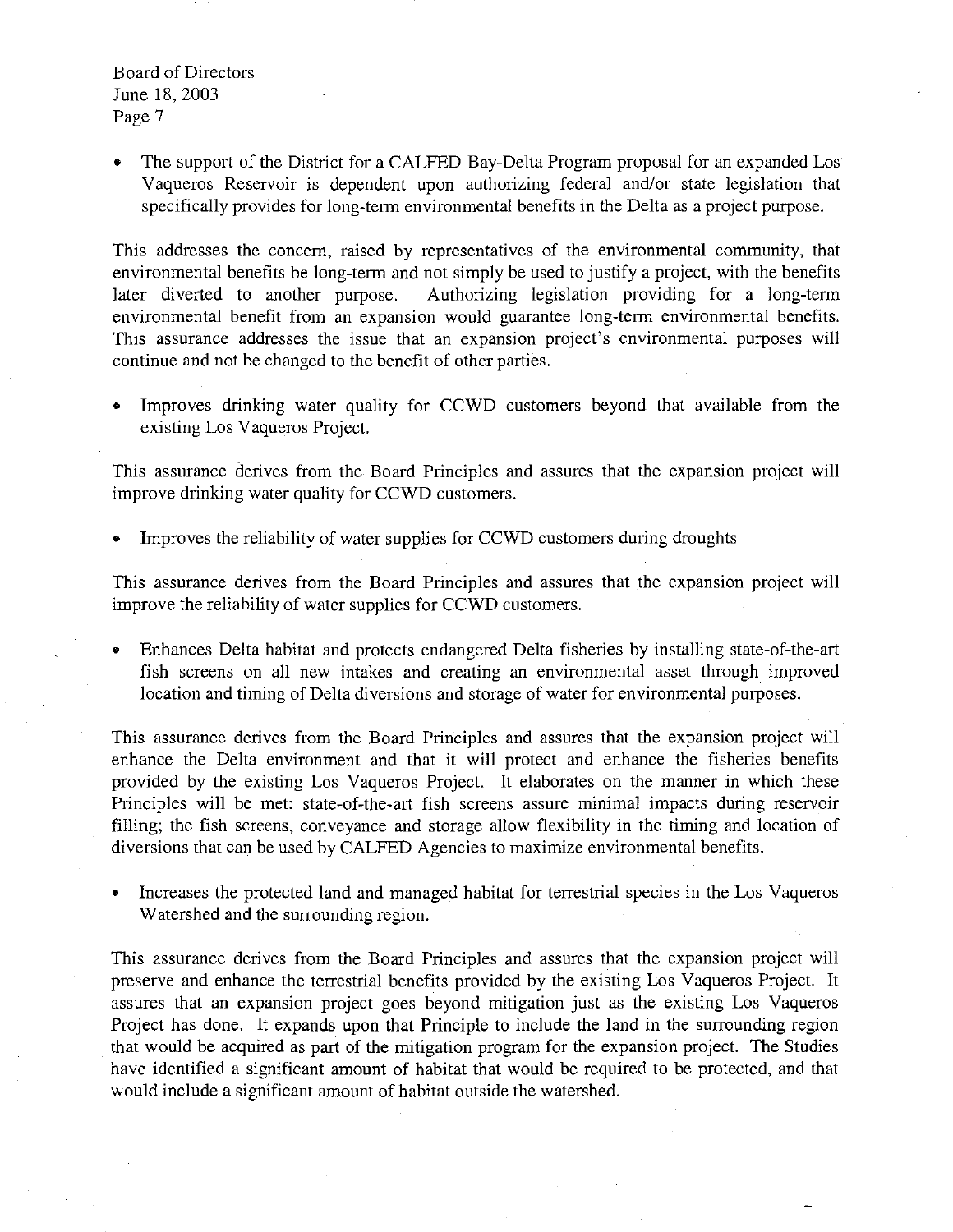- The support of the District for a CALFED Bay-Delta Program proposal for an expanded Los Vaqueros Reservoir is dependent upon authorizing federal and/or state legislation that specifically provides for long-term environmental benefits in the Delta as a project purpose.

This addresses the concern, raised by representatives of the environmental community, that environmental benefits be long-term and not simply be used to justify a project, with the benefits later diverted to another purpose. Authorizing legislation providing for a long-term environmental benefit from an expansion would guarantee long-term environmental benefits. This assurance addresses the issue that an expansion project's environmental purposes will continue and not be changed to the benefit of other parties.

- Improves drinking water quality for CCWD customers beyond that available from the existing Los Vaqueros Project.

This assurance derives from the Board Principles and assures that the expansion project will improve drinking water quality for CCWD customers.

- Improves the reliability of water supplies for CCWD customers during droughts

This assurance derives from the Board Principles and assures that the expansion project will improve the reliability of water supplies for CCWD customers.

- Enhances Delta habitat and protects endangered Delta fisheries by installing state-of-the-art fish screens on all new intakes and creating an environmental asset through improved location and timing of Delta diversions and storage of water for environmental purposes.

This assurance derives from the Board Principles and assures that the expansion project will enhance the Delta environment and that it will protect and enhance the fisheries benefits provided by the existing Los Vaqueros Project. It elaborates on the manner in which these Principles will be met: state-of-the-art fish screens assure minimal impacts during reservoir filling; the fish screens, conveyance and storage allow flexibility in the timing and location of diversions that can be used by CALFED Agencies to maximize environmental benefits.

- Increases the protected land and managed habitat for terrestrial species in the Los Vaqueros Watershed and the surrounding region.

This assurance derives from the Board Principles and assures that the expansion project will preserve and enhance the terrestrial benefits provided by the existing Los Vaqueros Project. It assures that an expansion project goes beyond mitigation just as the existing Los Vaqueros Project has done. It expands upon that Principle to include the land in the surrounding region that would be acquired as part of the mitigation program for the expansion project. The Studies have identified a significant amount of habitat that would be required to be protected, and that would include a significant amount of habitat outside the watershed.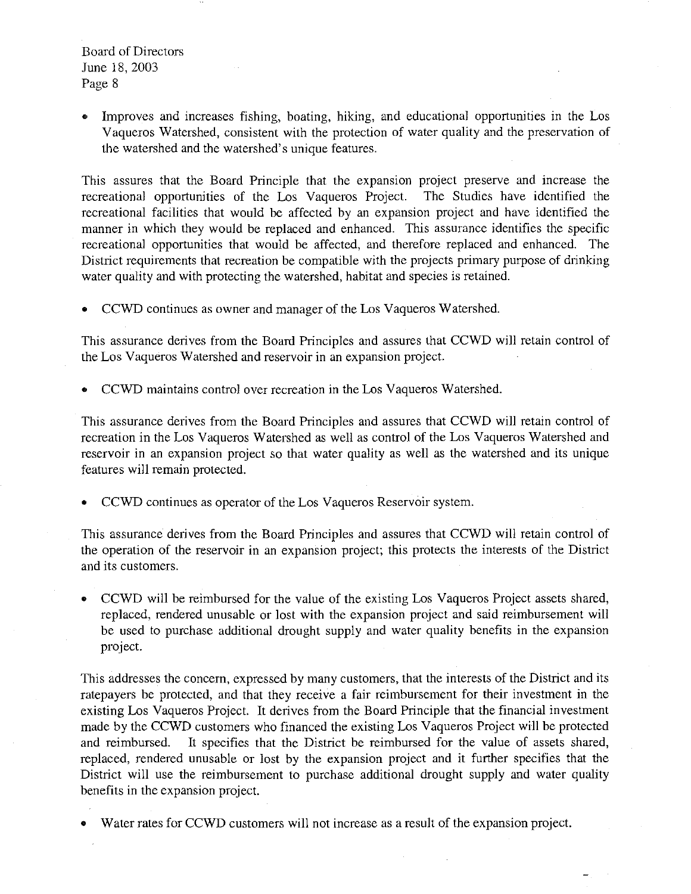- Improves and increases fishing, boating, hiking, and educational opportunities in the Los Vaqueros Watershed, consistent with the protection of water quality and the preservation of the watershed and the watershed's unique features.

This assures that the Board Principle that the expansion project preserve and increase the recreational opportunities of the Los Vaqueros Project. The Studies have identified the recreational facilities that would be affected by an expansion project and have identified the manner in which they would be replaced and enhanced. This assurance identifies the specific recreational opportunities that would be affected, and therefore replaced and enhanced. The District requirements that recreation be compatible with the projects primary purpose of drinking water quality and with protecting the watershed, habitat and species is retained.

- CCWD continues as owner and manager of the Los Vaqueros Watershed.

This assurance derives from the Board Principles and assures that CCWD will retain control of the Los Vaqueros Watershed and reservoir in an expansion project.

- CCWD maintains control over recreation in the Los Vaqueros Watershed.

This assurance derives from the Board Principles and assures that CCWD will retain control of recreation in the Los Vaqueros Watershed as well as control of the Los Vaqueros Watershed and reservoir in an expansion project so that water quality as well as the watershed and its unique features will remain protected.

- CCWD continues as operator of the Los Vaqueros Reservoir system.

This assurance derives from the Board Principles and assures that CCWD will retain control of the operation of the reservoir in an expansion project; this protects the interests of the District and its customers.

- CCWD will be reimbursed for the value of the existing Los Vaqueros Project assets shared, replaced, rendered unusable or lost with the expansion project and said reimbursement will be used to purchase additional drought supply and water quality benefits in the expansion project.

This addresses the concern, expressed by many customers, that the interests of the District and its ratepayers be protected, and that they receive a fair reimbursement for their investment in the existing Los Vaqueros Project. It derives from the Board Principle that the financial investment made by the CCWD customers who financed the existing Los Vaqueros Project will be protected and reimbursed. It specifies that the District be reimbursed for the value of assets shared, replaced, rendered unusable or lost by the expansion project and it further specifies that the District will use the reimbursement to purchase additional drought supply and water quality benefits in the expansion project.

- Water rates for CCWD customers will not increase as a result of the expansion project.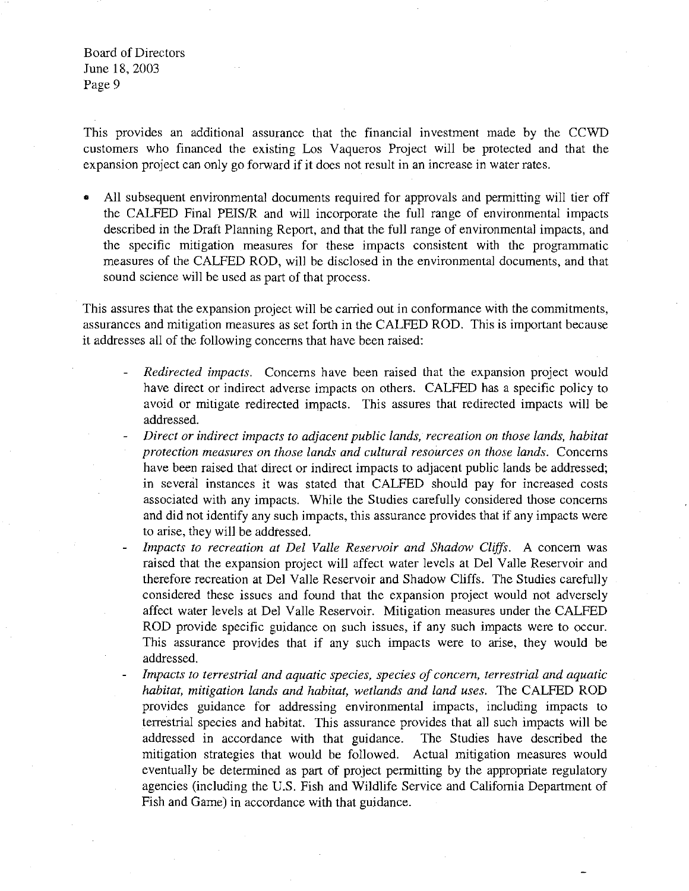This provides an additional assurance that the financial investment made by the CCWD customers who financed the existing Los Vaqueros Project will be protected and that the expansion project can only go forward if it does not result in an increase in water rates.

- All subsequent environmental documents required for approvals and permitting will tier off the CALFED Final PEIS/R and will incorporate the full range of environmental impacts described in the Draft Planning Report, and that the full range of environmental impacts, and the specific mitigation measures for these impacts consistent with the programmatic measures of the CALFED ROD, will be disclosed in the environmental documents, and that sound science will be used as part of that process.

This assures that the expansion project will be carried out in conformance with the commitments, assurances and mitigation measures as set forth in the CALFED ROD. This is important because it addresses all of the following concerns that have been raised:

- *Redirected impacts.* Concerns have been raised that the expansion project would have direct or indirect adverse impacts on others. CALFED has a specific policy to avoid or mitigate redirected impacts. This assures that redirected impacts will be addressed.
- *Direct or indirect impacts to adjacent public lands, recreation on those lands, habitat protection measures on those lands and cultural resources on those lands.* Concerns have been raised that direct or indirect impacts to adjacent public lands be addressed; in several instances it was stated that CALFED should pay for increased costs associated with any impacts. While the Studies carefully considered those concerns and did not identify any such impacts, this assurance provides that if any impacts were to arise, they will be addressed.
- *Impacts to recreation at Del Valle Reservoir and Shadow Cliffs.* A concern was raised that the expansion project will affect water levels at Del Valle Reservoir and therefore recreation at Del Valle Reservoir and Shadow Cliffs. The Studies carefully considered these issues and found that the expansion project would not adversely affect water levels at Del Valle Reservoir. Mitigation measures under the CALFED ROD provide specific guidance on such issues, if any such impacts were to occur. This assurance provides that if any such impacts were to arise, they would be addressed.
- *Impacts to terrestrial and aquatic species, species of concern, terrestrial and aquatic habitat, mitigation lands and habitat, wetlands and land uses.* The CALFED ROD provides guidance for addressing environmental impacts, including impacts to terrestrial species and habitat. This assurance provides that all such impacts will be addressed in accordance with that guidance. The Studies have described the mitigation strategies that would be followed. Actual mitigation measures would eventually be determined as part of project permitting by the appropriate regulatory agencies (including the U.S. Fish and Wildlife Service and California Department of Fish and Game) in accordance with that guidance.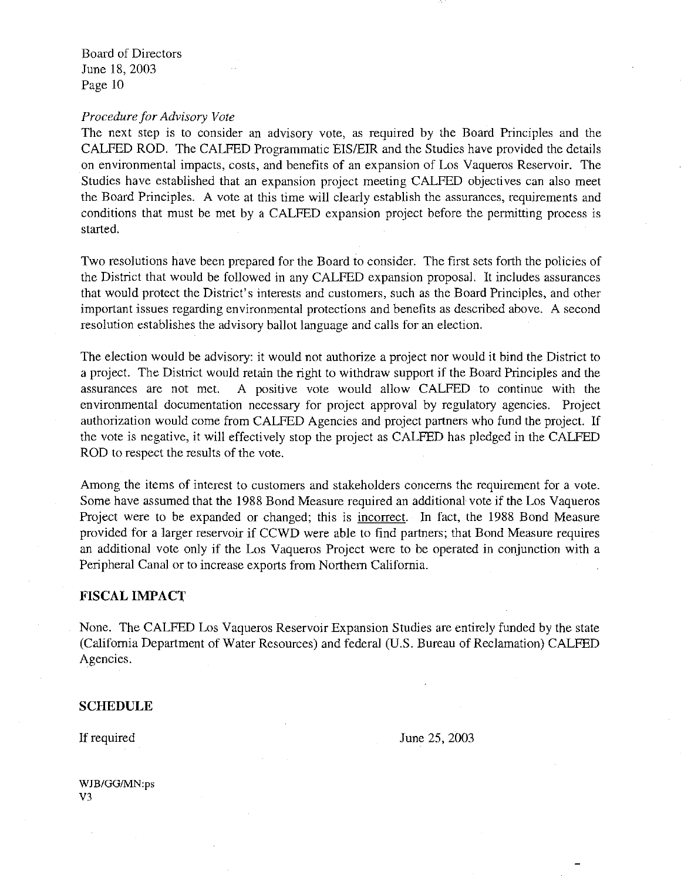*Procedure for Advisory Vote*

The next step is to consider an advisory vote, as required by the Board Principles and the CALFED ROD. The CALFED Programmatic EIS/EIR and the Studies have provided the details on environmental impacts, costs, and benefits of an expansion of Los Vaqueros Reservoir. The Studies have established that an expansion project meeting CALFED objectives can also meet the Board Principles. A vote at this time will clearly establish the assurances, requirements and conditions that must be met by a CALFED expansion project before the permitting process is started.

Two resolutions have been prepared for the Board to consider. The first sets forth the policies of the District that would be followed in any CALFED expansion proposal. It includes assurances that would protect the District's interests and customers, such as the Board Principles, and other important issues regarding environmental protections and benefits as described above. A second resolution establishes the advisory ballot language and calls for an election.

The election would be advisory: it would not authorize a project nor would it bind the District to a project. The District would retain the right to withdraw support if the Board Principles and the assurances are not met. A positive vote would allow CALFED to continue with the environmental documentation necessary for project approval by regulatory agencies. Project authorization would come from CALFED Agencies and project partners who fund the project. If the vote is negative, it will effectively stop the project as CALFED has pledged in the CALFED ROD to respect the results of the vote.

Among the items of interest to customers and stakeholders concerns the requirement for a vote. Some have assumed that the 1988 Bond Measure required an additional vote if the Los Vaqueros Project were to be expanded or changed; this is <u>incorrect</u>. In fact, the 1988 Bond Measure provided for a larger reservoir if CCWD were able to find partners; that Bond Measure requires an additional vote only if the Los Vaqueros Project were to be operated in conjunction with a Peripheral Canal or to increase exports from Northern California.

## FISCAL IMPACT

None. The CALFED Los Vaqueros Reservoir Expansion Studies are entirely funded by the state (California Department of Water Resources) and federal (U.S. Bureau of Reclamation) CALFED Agencies.

## SCHEDULE

| | |
|---|---|
| If required | June 25, 2003 |

WJB/GG/MN:ps
V3